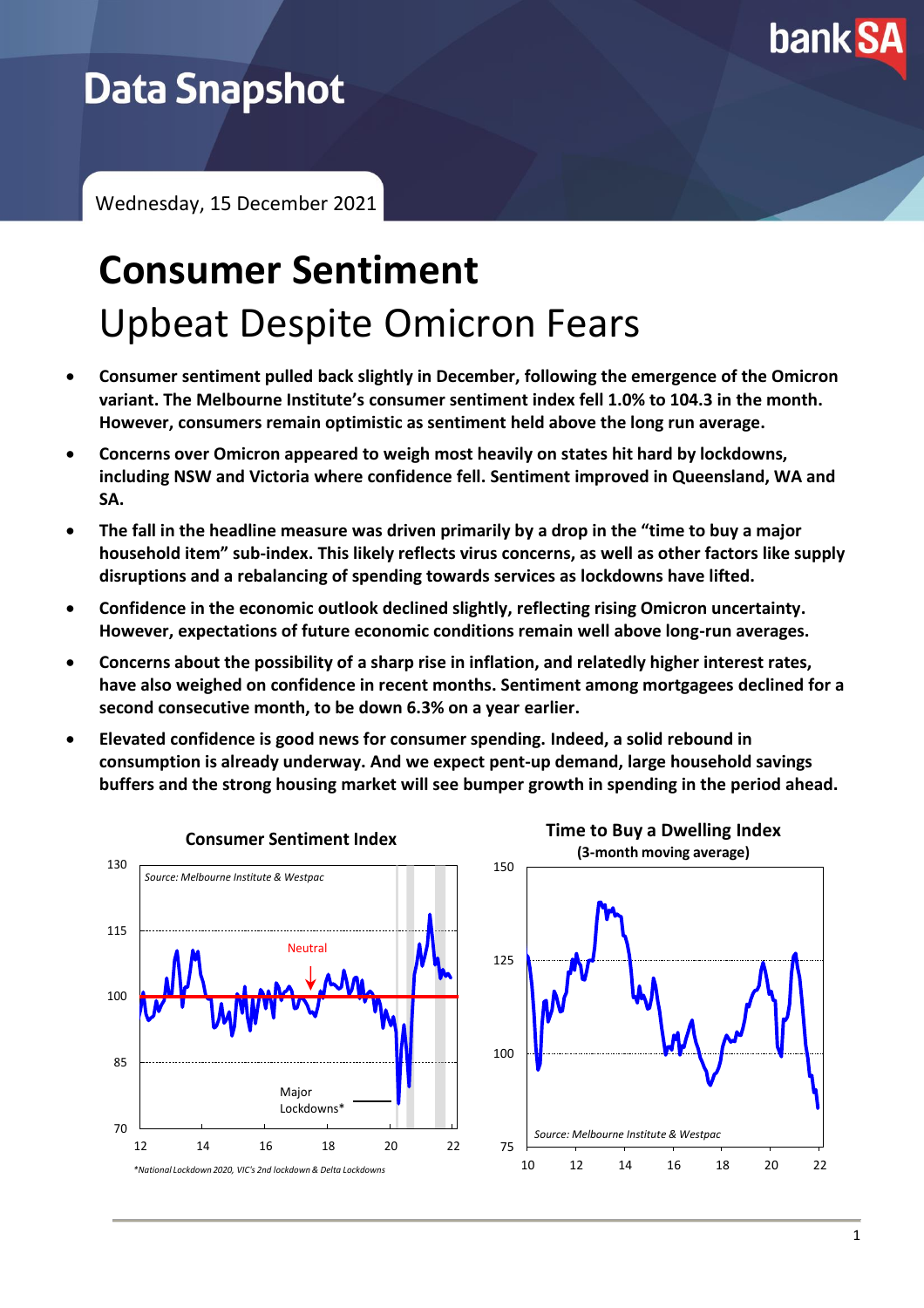# Data Snapshot

Wednesday, 15 December 2021

# Consumer Sentiment

## Upbeat Despite Omicron Fears

- **Consumer sentiment pulled back slightly in December, following the emergence of the Omicron variant. The Melbourne Institute's consumer sentiment index fell 1.0% to 104.3 in the month. However, consumers remain optimistic as sentiment held above the long run average.**
- **Concerns over Omicron appeared to weigh most heavily on states hit hard by lockdowns, including NSW and Victoria where confidence fell. Sentiment improved in Queensland, WA and SA.**
- **The fall in the headline measure was driven primarily by a drop in the "time to buy a major household item" sub-index. This likely reflects virus concerns, as well as other factors like supply disruptions and a rebalancing of spending towards services as lockdowns have lifted.**
- **Confidence in the economic outlook declined slightly, reflecting rising Omicron uncertainty. However, expectations of future economic conditions remain well above long-run averages.**
- **Concerns about the possibility of a sharp rise in inflation, and relatedly higher interest rates, have also weighed on confidence in recent months. Sentiment among mortgagees declined for a second consecutive month, to be down 6.3% on a year earlier.**
- **Elevated confidence is good news for consumer spending. Indeed, a solid rebound in consumption is already underway. And we expect pent-up demand, large household savings buffers and the strong housing market will see bumper growth in spending in the period ahead.**

**Consumer Sentiment Index**

Source: Melbourne Institute & Westpac

*National Lockdown 2020, VIC's 2nd lockdown & Delta Lockdowns

**Time to Buy a Dwelling Index**
**(3-month moving average)**

Source: Melbourne Institute & Westpac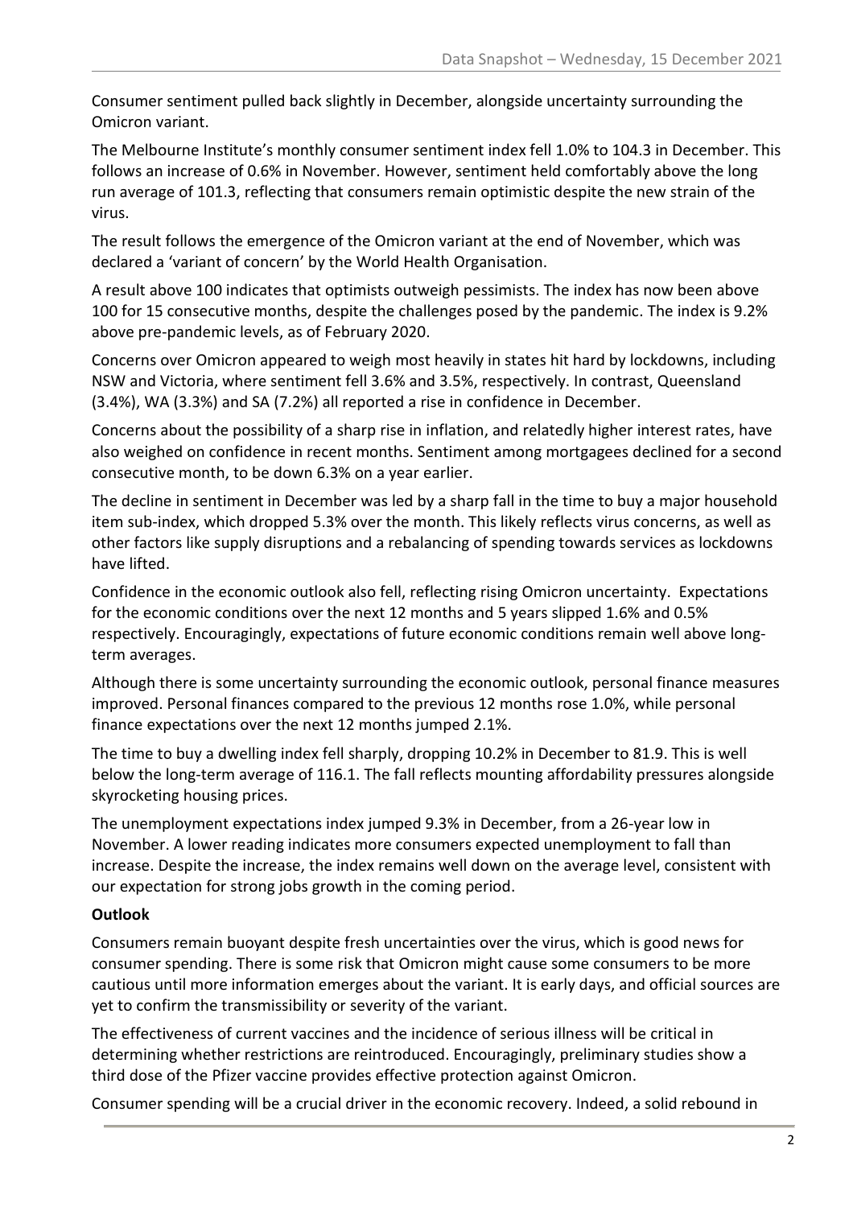Consumer sentiment pulled back slightly in December, alongside uncertainty surrounding the Omicron variant.

The Melbourne Institute's monthly consumer sentiment index fell 1.0% to 104.3 in December. This follows an increase of 0.6% in November. However, sentiment held comfortably above the long run average of 101.3, reflecting that consumers remain optimistic despite the new strain of the virus.

The result follows the emergence of the Omicron variant at the end of November, which was declared a 'variant of concern' by the World Health Organisation.

A result above 100 indicates that optimists outweigh pessimists. The index has now been above 100 for 15 consecutive months, despite the challenges posed by the pandemic. The index is 9.2% above pre-pandemic levels, as of February 2020.

Concerns over Omicron appeared to weigh most heavily in states hit hard by lockdowns, including NSW and Victoria, where sentiment fell 3.6% and 3.5%, respectively. In contrast, Queensland (3.4%), WA (3.3%) and SA (7.2%) all reported a rise in confidence in December.

Concerns about the possibility of a sharp rise in inflation, and relatedly higher interest rates, have also weighed on confidence in recent months. Sentiment among mortgagees declined for a second consecutive month, to be down 6.3% on a year earlier.

The decline in sentiment in December was led by a sharp fall in the time to buy a major household item sub-index, which dropped 5.3% over the month. This likely reflects virus concerns, as well as other factors like supply disruptions and a rebalancing of spending towards services as lockdowns have lifted.

Confidence in the economic outlook also fell, reflecting rising Omicron uncertainty. Expectations for the economic conditions over the next 12 months and 5 years slipped 1.6% and 0.5% respectively. Encouragingly, expectations of future economic conditions remain well above long-term averages.

Although there is some uncertainty surrounding the economic outlook, personal finance measures improved. Personal finances compared to the previous 12 months rose 1.0%, while personal finance expectations over the next 12 months jumped 2.1%.

The time to buy a dwelling index fell sharply, dropping 10.2% in December to 81.9. This is well below the long-term average of 116.1. The fall reflects mounting affordability pressures alongside skyrocketing housing prices.

The unemployment expectations index jumped 9.3% in December, from a 26-year low in November. A lower reading indicates more consumers expected unemployment to fall than increase. Despite the increase, the index remains well down on the average level, consistent with our expectation for strong jobs growth in the coming period.

**Outlook**

Consumers remain buoyant despite fresh uncertainties over the virus, which is good news for consumer spending. There is some risk that Omicron might cause some consumers to be more cautious until more information emerges about the variant. It is early days, and official sources are yet to confirm the transmissibility or severity of the variant.

The effectiveness of current vaccines and the incidence of serious illness will be critical in determining whether restrictions are reintroduced. Encouragingly, preliminary studies show a third dose of the Pfizer vaccine provides effective protection against Omicron.

Consumer spending will be a crucial driver in the economic recovery. Indeed, a solid rebound in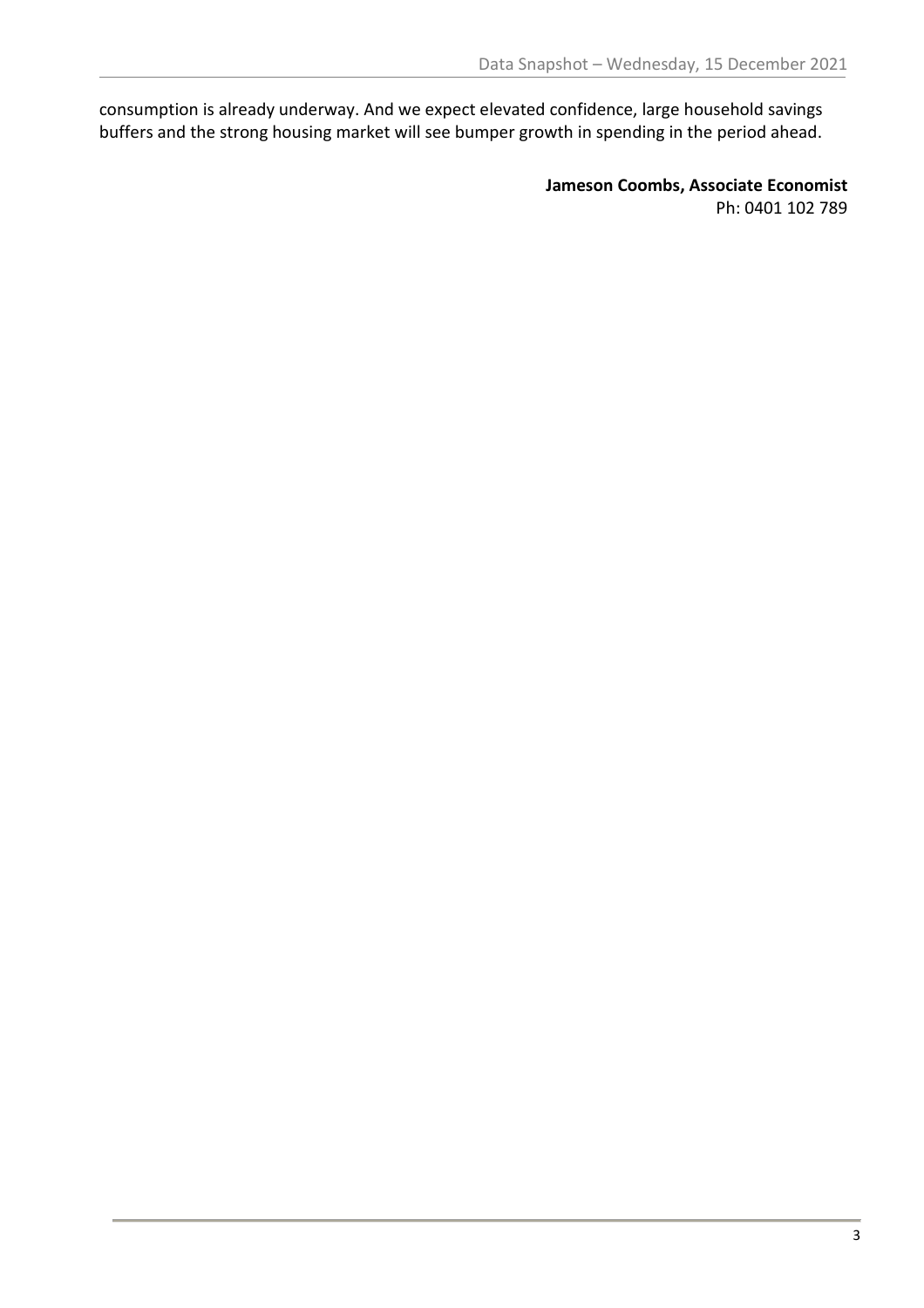consumption is already underway. And we expect elevated confidence, large household savings buffers and the strong housing market will see bumper growth in spending in the period ahead.

**Jameson Coombs, Associate Economist**
Ph: 0401 102 789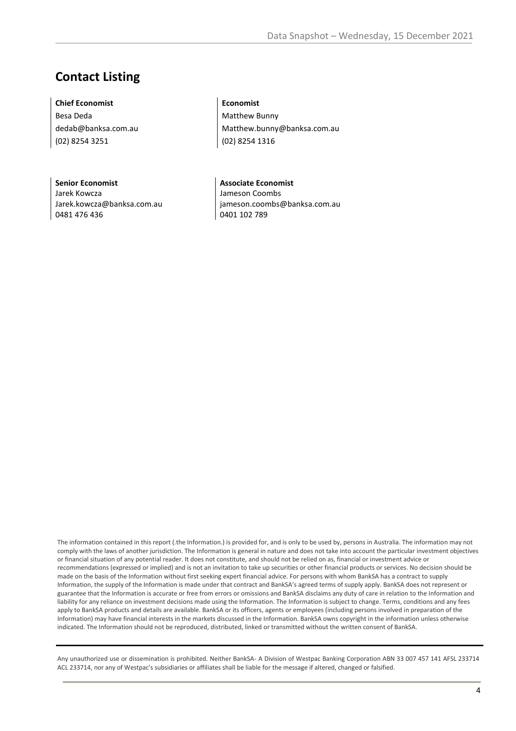## Contact Listing

**Chief Economist**
Besa Deda
dedab@banksa.com.au
(02) 8254 3251

**Economist**
Matthew Bunny
Matthew.bunny@banksa.com.au
(02) 8254 1316

**Senior Economist**
Jarek Kowcza
Jarek.kowcza@banksa.com.au
0481 476 436

**Associate Economist**
Jameson Coombs
jameson.coombs@banksa.com.au
0401 102 789

The information contained in this report (.the Information.) is provided for, and is only to be used by, persons in Australia. The information may not comply with the laws of another jurisdiction. The Information is general in nature and does not take into account the particular investment objectives or financial situation of any potential reader. It does not constitute, and should not be relied on as, financial or investment advice or recommendations (expressed or implied) and is not an invitation to take up securities or other financial products or services. No decision should be made on the basis of the Information without first seeking expert financial advice. For persons with whom BankSA has a contract to supply Information, the supply of the Information is made under that contract and BankSA's agreed terms of supply apply. BankSA does not represent or guarantee that the Information is accurate or free from errors or omissions and BankSA disclaims any duty of care in relation to the Information and liability for any reliance on investment decisions made using the Information. The Information is subject to change. Terms, conditions and any fees apply to BankSA products and details are available. BankSA or its officers, agents or employees (including persons involved in preparation of the Information) may have financial interests in the markets discussed in the Information. BankSA owns copyright in the information unless otherwise indicated. The Information should not be reproduced, distributed, linked or transmitted without the written consent of BankSA.

Any unauthorized use or dissemination is prohibited. Neither BankSA- A Division of Westpac Banking Corporation ABN 33 007 457 141 AFSL 233714 ACL 233714, nor any of Westpac's subsidiaries or affiliates shall be liable for the message if altered, changed or falsified.